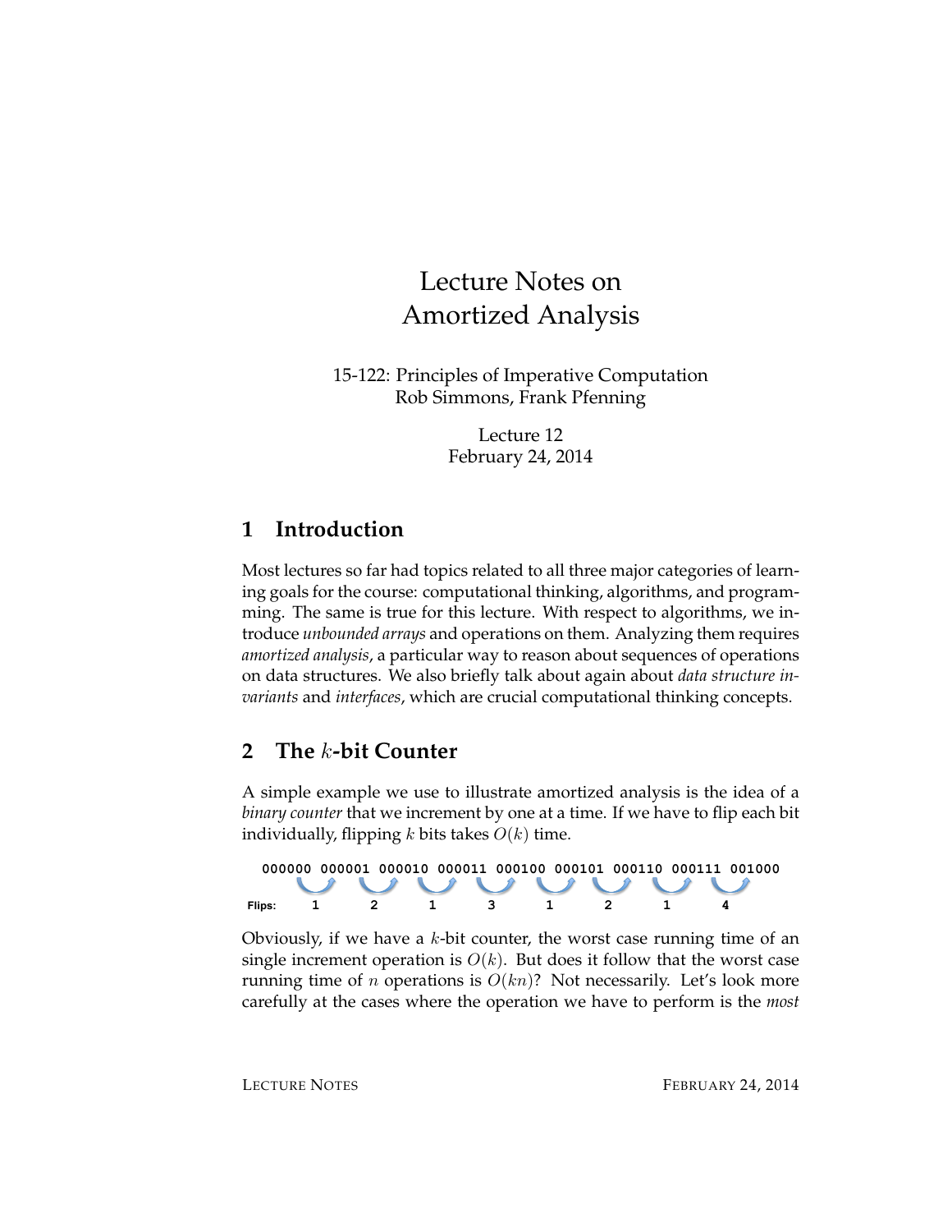# Lecture Notes on Amortized Analysis

15-122: Principles of Imperative Computation
Rob Simmons, Frank Pfenning

Lecture 12
February 24, 2014

## 1 Introduction

Most lectures so far had topics related to all three major categories of learning goals for the course: computational thinking, algorithms, and programming. The same is true for this lecture. With respect to algorithms, we introduce *unbounded arrays* and operations on them. Analyzing them requires *amortized analysis*, a particular way to reason about sequences of operations on data structures. We also briefly talk about again about *data structure invariants* and *interfaces*, which are crucial computational thinking concepts.

## 2 The $k$-bit Counter

A simple example we use to illustrate amortized analysis is the idea of a *binary counter* that we increment by one at a time. If we have to flip each bit individually, flipping $k$ bits takes $O(k)$ time.

```
       000000 000001 000010 000011 000100 000101 000110 000111 001000
Flips:      1      2      1      3      1      2      1      4
```

Obviously, if we have a $k$-bit counter, the worst case running time of an single increment operation is $O(k)$. But does it follow that the worst case running time of $n$ operations is $O(kn)$? Not necessarily. Let's look more carefully at the cases where the operation we have to perform is the *most*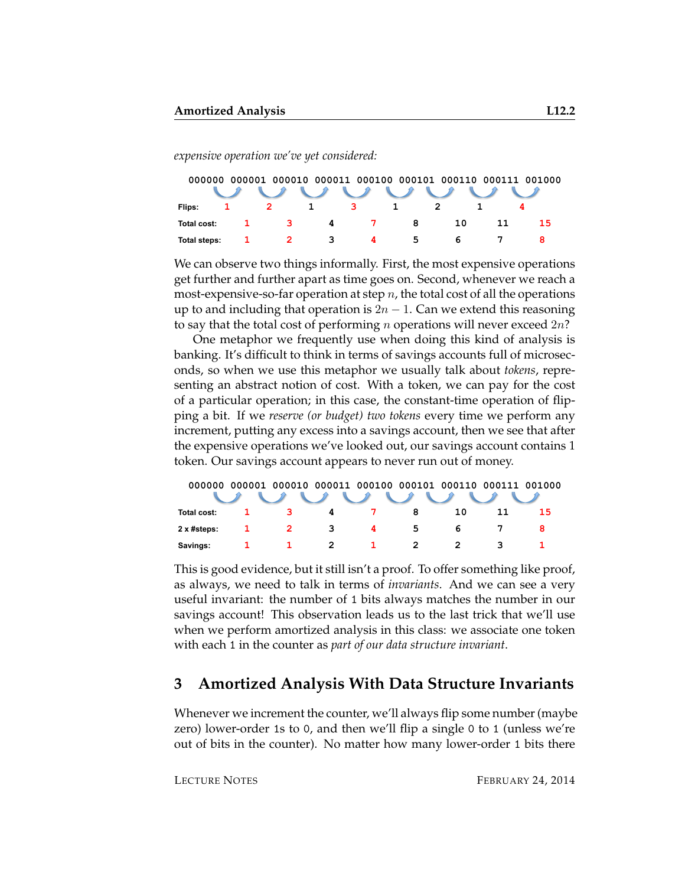*expensive operation we've yet considered:*

| | 000000 → 000001 | 000001 → 000010 | 000010 → 000011 | 000011 → 000100 | 000100 → 000101 | 000101 → 000110 | 000110 → 000111 | 000111 → 001000 |
|---|---|---|---|---|---|---|---|---|
| **Flips:** | 1 | 2 | 1 | 3 | 1 | 2 | 1 | 4 |
| **Total cost:** | 1 | 3 | 4 | 7 | 8 | 10 | 11 | 15 |
| **Total steps:** | 1 | 2 | 3 | 4 | 5 | 6 | 7 | 8 |

We can observe two things informally. First, the most expensive operations get further and further apart as time goes on. Second, whenever we reach a most-expensive-so-far operation at step $n$, the total cost of all the operations up to and including that operation is $2n - 1$. Can we extend this reasoning to say that the total cost of performing $n$ operations will never exceed $2n$?

One metaphor we frequently use when doing this kind of analysis is banking. It's difficult to think in terms of savings accounts full of microseconds, so when we use this metaphor we usually talk about *tokens*, representing an abstract notion of cost. With a token, we can pay for the cost of a particular operation; in this case, the constant-time operation of flipping a bit. If we *reserve (or budget) two tokens* every time we perform any increment, putting any excess into a savings account, then we see that after the expensive operations we've looked out, our savings account contains 1 token. Our savings account appears to never run out of money.

| | 000000 → 000001 | 000001 → 000010 | 000010 → 000011 | 000011 → 000100 | 000100 → 000101 | 000101 → 000110 | 000110 → 000111 | 000111 → 001000 |
|---|---|---|---|---|---|---|---|---|
| **Total cost:** | 1 | 3 | 4 | 7 | 8 | 10 | 11 | 15 |
| **2 x #steps:** | 1 | 2 | 3 | 4 | 5 | 6 | 7 | 8 |
| **Savings:** | 1 | 1 | 2 | 1 | 2 | 2 | 3 | 1 |

This is good evidence, but it still isn't a proof. To offer something like proof, as always, we need to talk in terms of *invariants*. And we can see a very useful invariant: the number of `1` bits always matches the number in our savings account! This observation leads us to the last trick that we'll use when we perform amortized analysis in this class: we associate one token with each `1` in the counter as *part of our data structure invariant*.

## 3 Amortized Analysis With Data Structure Invariants

Whenever we increment the counter, we'll always flip some number (maybe zero) lower-order `1`s to `0`, and then we'll flip a single `0` to `1` (unless we're out of bits in the counter). No matter how many lower-order `1` bits there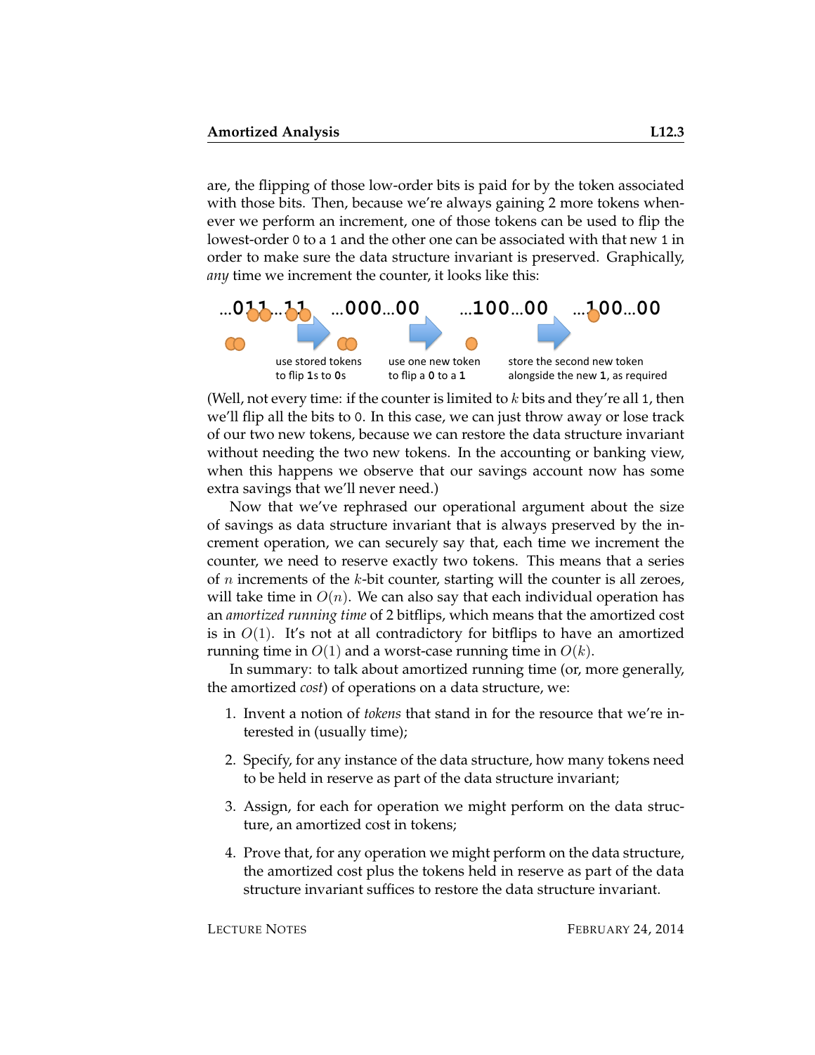are, the flipping of those low-order bits is paid for by the token associated with those bits. Then, because we're always gaining 2 more tokens whenever we perform an increment, one of those tokens can be used to flip the lowest-order 0 to a 1 and the other one can be associated with that new 1 in order to make sure the data structure invariant is preserved. Graphically, *any* time we increment the counter, it looks like this:

...011...11 → ...000...00 → ...100...00 → ...100...00

use stored tokens to flip **1**s to **0**s

use one new token to flip a **0** to a **1**

store the second new token alongside the new **1**, as required

(Well, not every time: if the counter is limited to $k$ bits and they're all 1, then we'll flip all the bits to 0. In this case, we can just throw away or lose track of our two new tokens, because we can restore the data structure invariant without needing the two new tokens. In the accounting or banking view, when this happens we observe that our savings account now has some extra savings that we'll never need.)

Now that we've rephrased our operational argument about the size of savings as data structure invariant that is always preserved by the increment operation, we can securely say that, each time we increment the counter, we need to reserve exactly two tokens. This means that a series of $n$ increments of the $k$-bit counter, starting will the counter is all zeroes, will take time in $O(n)$. We can also say that each individual operation has an *amortized running time* of 2 bitflips, which means that the amortized cost is in $O(1)$. It's not at all contradictory for bitflips to have an amortized running time in $O(1)$ and a worst-case running time in $O(k)$.

In summary: to talk about amortized running time (or, more generally, the amortized *cost*) of operations on a data structure, we:

1. Invent a notion of *tokens* that stand in for the resource that we're interested in (usually time);
2. Specify, for any instance of the data structure, how many tokens need to be held in reserve as part of the data structure invariant;
3. Assign, for each for operation we might perform on the data structure, an amortized cost in tokens;
4. Prove that, for any operation we might perform on the data structure, the amortized cost plus the tokens held in reserve as part of the data structure invariant suffices to restore the data structure invariant.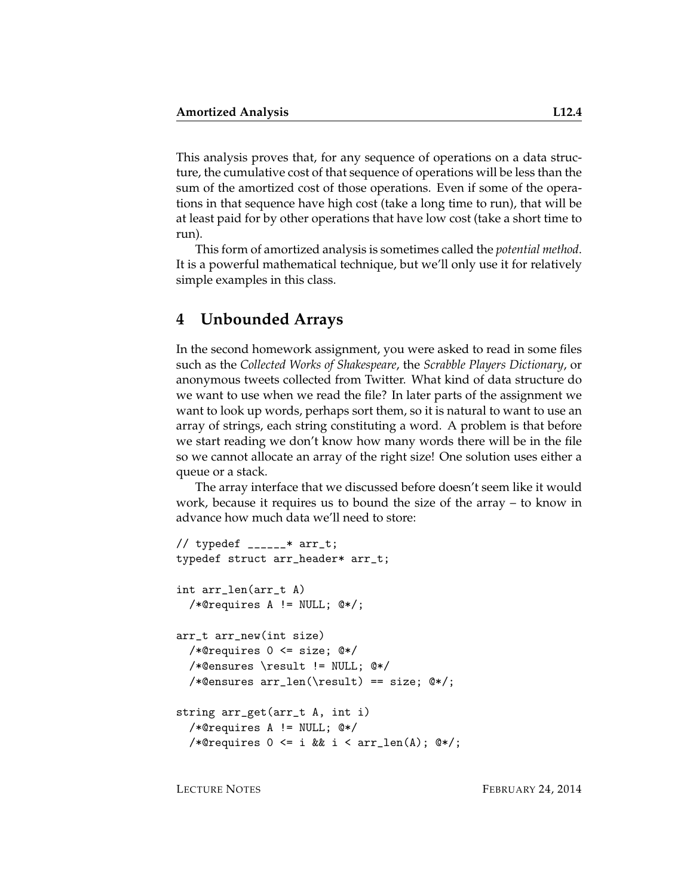This analysis proves that, for any sequence of operations on a data structure, the cumulative cost of that sequence of operations will be less than the sum of the amortized cost of those operations. Even if some of the operations in that sequence have high cost (take a long time to run), that will be at least paid for by other operations that have low cost (take a short time to run).

This form of amortized analysis is sometimes called the *potential method*. It is a powerful mathematical technique, but we'll only use it for relatively simple examples in this class.

## 4 Unbounded Arrays

In the second homework assignment, you were asked to read in some files such as the *Collected Works of Shakespeare*, the *Scrabble Players Dictionary*, or anonymous tweets collected from Twitter. What kind of data structure do we want to use when we read the file? In later parts of the assignment we want to look up words, perhaps sort them, so it is natural to want to use an array of strings, each string constituting a word. A problem is that before we start reading we don't know how many words there will be in the file so we cannot allocate an array of the right size! One solution uses either a queue or a stack.

The array interface that we discussed before doesn't seem like it would work, because it requires us to bound the size of the array – to know in advance how much data we'll need to store:

```
// typedef ______* arr_t;
typedef struct arr_header* arr_t;

int arr_len(arr_t A)
  /*@requires A != NULL; @*/;

arr_t arr_new(int size)
  /*@requires 0 <= size; @*/
  /*@ensures \result != NULL; @*/
  /*@ensures arr_len(\result) == size; @*/;

string arr_get(arr_t A, int i)
  /*@requires A != NULL; @*/
  /*@requires 0 <= i && i < arr_len(A); @*/;
```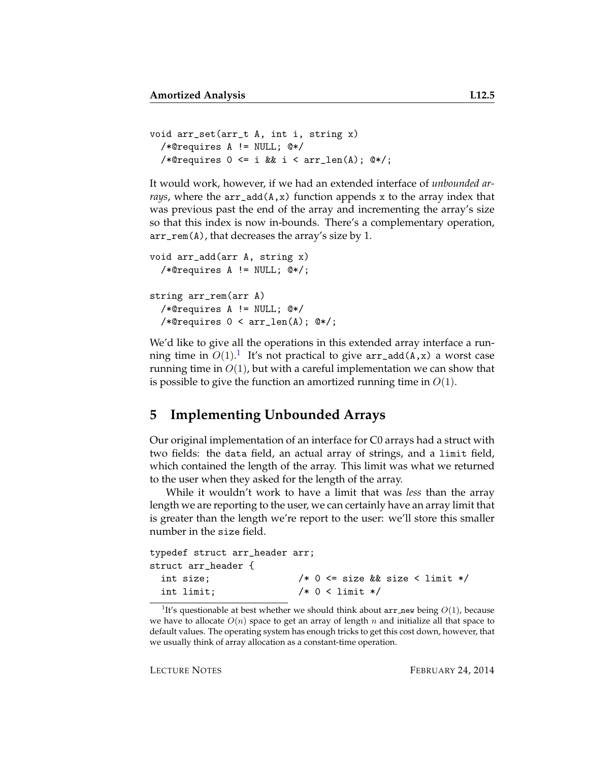```
void arr_set(arr_t A, int i, string x)
  /*@requires A != NULL; @*/
  /*@requires 0 <= i && i < arr_len(A); @*/;
```

It would work, however, if we had an extended interface of *unbounded arrays*, where the `arr_add(A,x)` function appends `x` to the array index that was previous past the end of the array and incrementing the array's size so that this index is now in-bounds. There's a complementary operation, `arr_rem(A)`, that decreases the array's size by 1.

```
void arr_add(arr A, string x)
  /*@requires A != NULL; @*/;

string arr_rem(arr A)
  /*@requires A != NULL; @*/
  /*@requires 0 < arr_len(A); @*/;
```

We'd like to give all the operations in this extended array interface a running time in $O(1)$.[1] It's not practical to give `arr_add(A,x)` a worst case running time in $O(1)$, but with a careful implementation we can show that is possible to give the function an amortized running time in $O(1)$.

## 5 Implementing Unbounded Arrays

Our original implementation of an interface for C0 arrays had a struct with two fields: the `data` field, an actual array of strings, and a `limit` field, which contained the length of the array. This limit was what we returned to the user when they asked for the length of the array.

While it wouldn't work to have a limit that was *less* than the array length we are reporting to the user, we can certainly have an array limit that is greater than the length we're report to the user: we'll store this smaller number in the `size` field.

```
typedef struct arr_header arr;
struct arr_header {
  int size;              /* 0 <= size && size < limit */
  int limit;             /* 0 < limit */
```

[1] It's questionable at best whether we should think about `arr_new` being $O(1)$, because we have to allocate $O(n)$ space to get an array of length $n$ and initialize all that space to default values. The operating system has enough tricks to get this cost down, however, that we usually think of array allocation as a constant-time operation.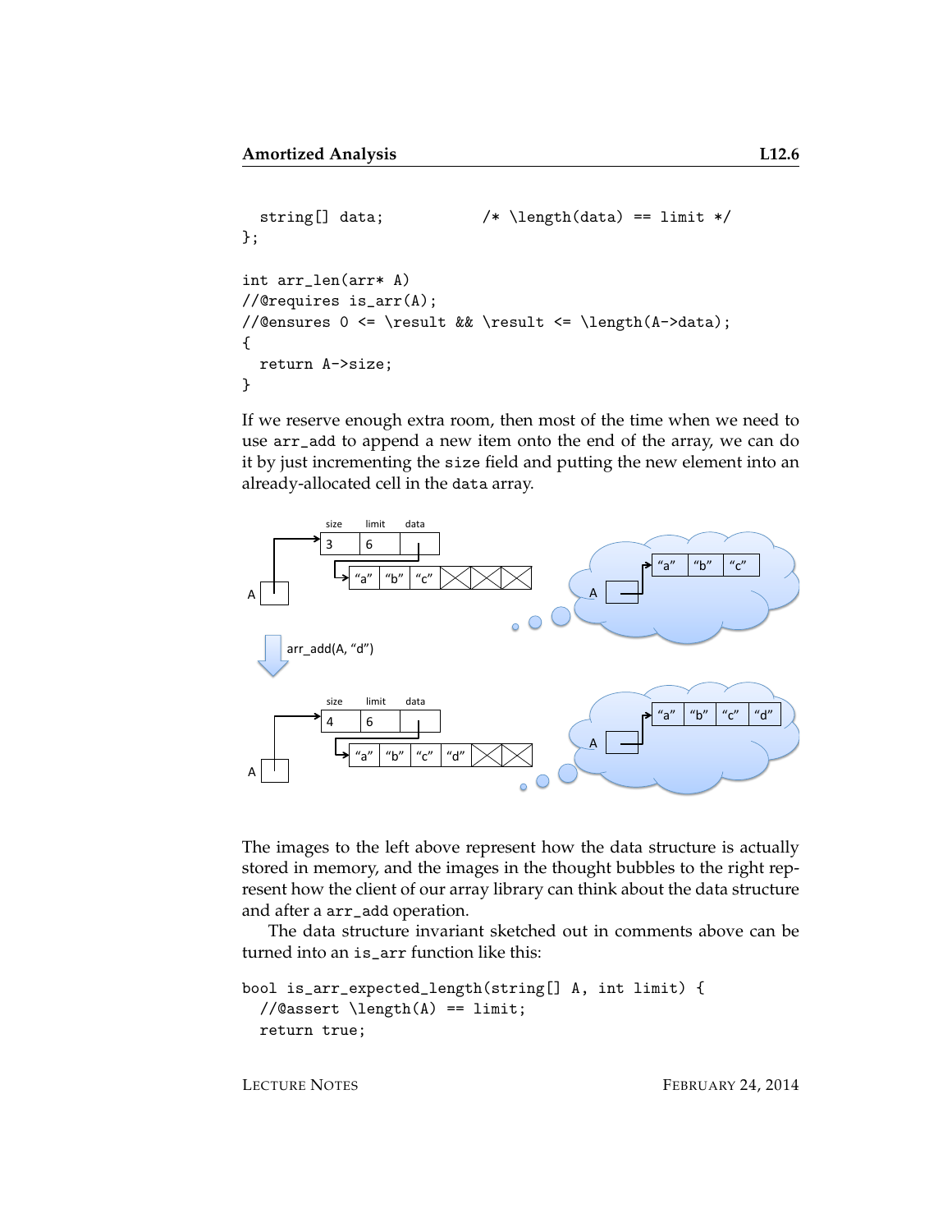```
  string[] data;           /* \length(data) == limit */
};

int arr_len(arr* A)
//@requires is_arr(A);
//@ensures 0 <= \result && \result <= \length(A->data);
{
  return A->size;
}
```

If we reserve enough extra room, then most of the time when we need to use `arr_add` to append a new item onto the end of the array, we can do it by just incrementing the `size` field and putting the new element into an already-allocated cell in the `data` array.

The images to the left above represent how the data structure is actually stored in memory, and the images in the thought bubbles to the right represent how the client of our array library can think about the data structure and after a `arr_add` operation.

The data structure invariant sketched out in comments above can be turned into an `is_arr` function like this:

```
bool is_arr_expected_length(string[] A, int limit) {
  //@assert \length(A) == limit;
  return true;
```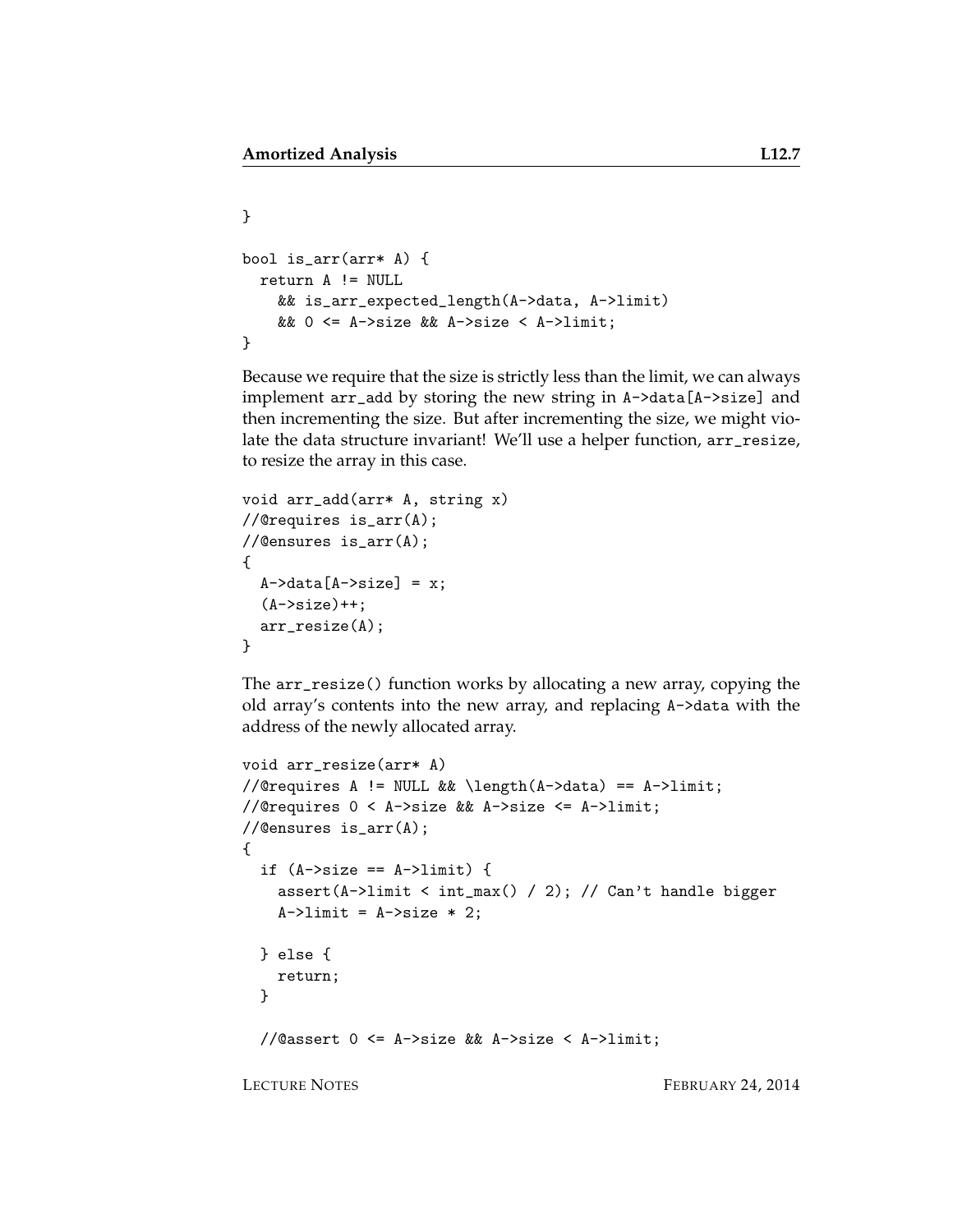```
}

bool is_arr(arr* A) {
  return A != NULL
    && is_arr_expected_length(A->data, A->limit)
    && 0 <= A->size && A->size < A->limit;
}
```

Because we require that the size is strictly less than the limit, we can always implement `arr_add` by storing the new string in `A->data[A->size]` and then incrementing the size. But after incrementing the size, we might violate the data structure invariant! We'll use a helper function, `arr_resize`, to resize the array in this case.

```
void arr_add(arr* A, string x)
//@requires is_arr(A);
//@ensures is_arr(A);
{
  A->data[A->size] = x;
  (A->size)++;
  arr_resize(A);
}
```

The `arr_resize()` function works by allocating a new array, copying the old array's contents into the new array, and replacing `A->data` with the address of the newly allocated array.

```
void arr_resize(arr* A)
//@requires A != NULL && \length(A->data) == A->limit;
//@requires 0 < A->size && A->size <= A->limit;
//@ensures is_arr(A);
{
  if (A->size == A->limit) {
    assert(A->limit < int_max() / 2); // Can't handle bigger
    A->limit = A->size * 2;

  } else {
    return;
  }

  //@assert 0 <= A->size && A->size < A->limit;
```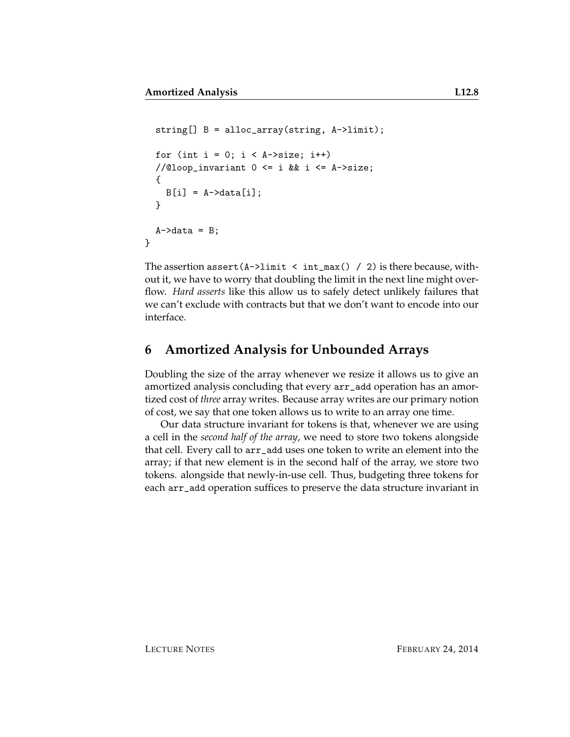```
  string[] B = alloc_array(string, A->limit);

  for (int i = 0; i < A->size; i++)
  //@loop_invariant 0 <= i && i <= A->size;
  {
    B[i] = A->data[i];
  }

  A->data = B;
}
```

The assertion `assert(A->limit < int_max() / 2)` is there because, without it, we have to worry that doubling the limit in the next line might overflow. *Hard asserts* like this allow us to safely detect unlikely failures that we can't exclude with contracts but that we don't want to encode into our interface.

## 6 Amortized Analysis for Unbounded Arrays

Doubling the size of the array whenever we resize it allows us to give an amortized analysis concluding that every `arr_add` operation has an amortized cost of *three* array writes. Because array writes are our primary notion of cost, we say that one token allows us to write to an array one time.

Our data structure invariant for tokens is that, whenever we are using a cell in the *second half of the array*, we need to store two tokens alongside that cell. Every call to `arr_add` uses one token to write an element into the array; if that new element is in the second half of the array, we store two tokens. alongside that newly-in-use cell. Thus, budgeting three tokens for each `arr_add` operation suffices to preserve the data structure invariant in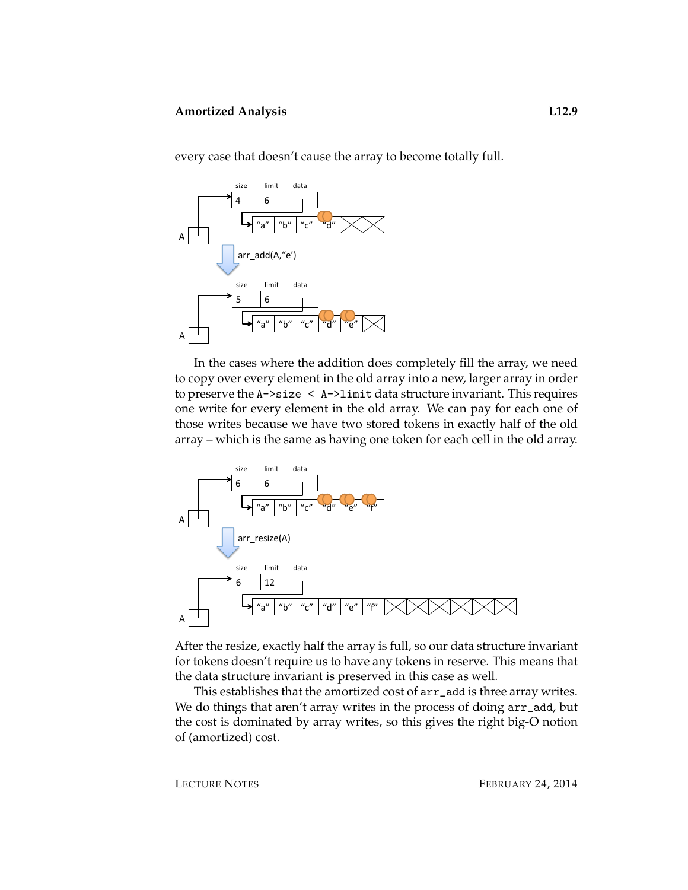every case that doesn't cause the array to become totally full.

In the cases where the addition does completely fill the array, we need to copy over every element in the old array into a new, larger array in order to preserve the `A->size < A->limit` data structure invariant. This requires one write for every element in the old array. We can pay for each one of those writes because we have two stored tokens in exactly half of the old array – which is the same as having one token for each cell in the old array.

After the resize, exactly half the array is full, so our data structure invariant for tokens doesn't require us to have any tokens in reserve. This means that the data structure invariant is preserved in this case as well.

This establishes that the amortized cost of `arr_add` is three array writes. We do things that aren't array writes in the process of doing `arr_add`, but the cost is dominated by array writes, so this gives the right big-O notion of (amortized) cost.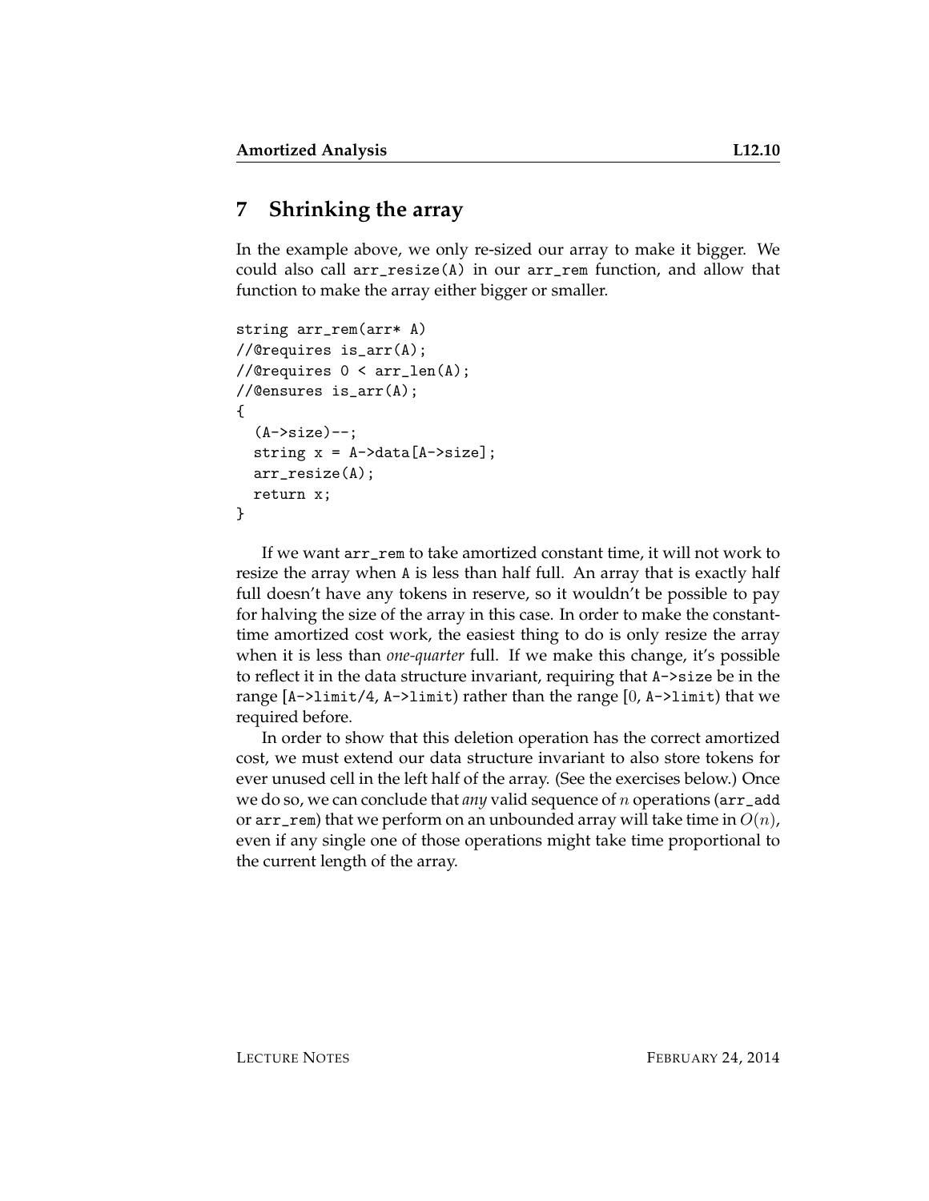## 7 Shrinking the array

In the example above, we only re-sized our array to make it bigger. We could also call `arr_resize(A)` in our `arr_rem` function, and allow that function to make the array either bigger or smaller.

```
string arr_rem(arr* A)
//@requires is_arr(A);
//@requires 0 < arr_len(A);
//@ensures is_arr(A);
{
  (A->size)--;
  string x = A->data[A->size];
  arr_resize(A);
  return x;
}
```

If we want `arr_rem` to take amortized constant time, it will not work to resize the array when `A` is less than half full. An array that is exactly half full doesn't have any tokens in reserve, so it wouldn't be possible to pay for halving the size of the array in this case. In order to make the constant-time amortized cost work, the easiest thing to do is only resize the array when it is less than *one-quarter* full. If we make this change, it's possible to reflect it in the data structure invariant, requiring that `A->size` be in the range [`A->limit/4`, `A->limit`) rather than the range [0, `A->limit`) that we required before.

In order to show that this deletion operation has the correct amortized cost, we must extend our data structure invariant to also store tokens for ever unused cell in the left half of the array. (See the exercises below.) Once we do so, we can conclude that *any* valid sequence of $n$ operations (`arr_add` or `arr_rem`) that we perform on an unbounded array will take time in $O(n)$, even if any single one of those operations might take time proportional to the current length of the array.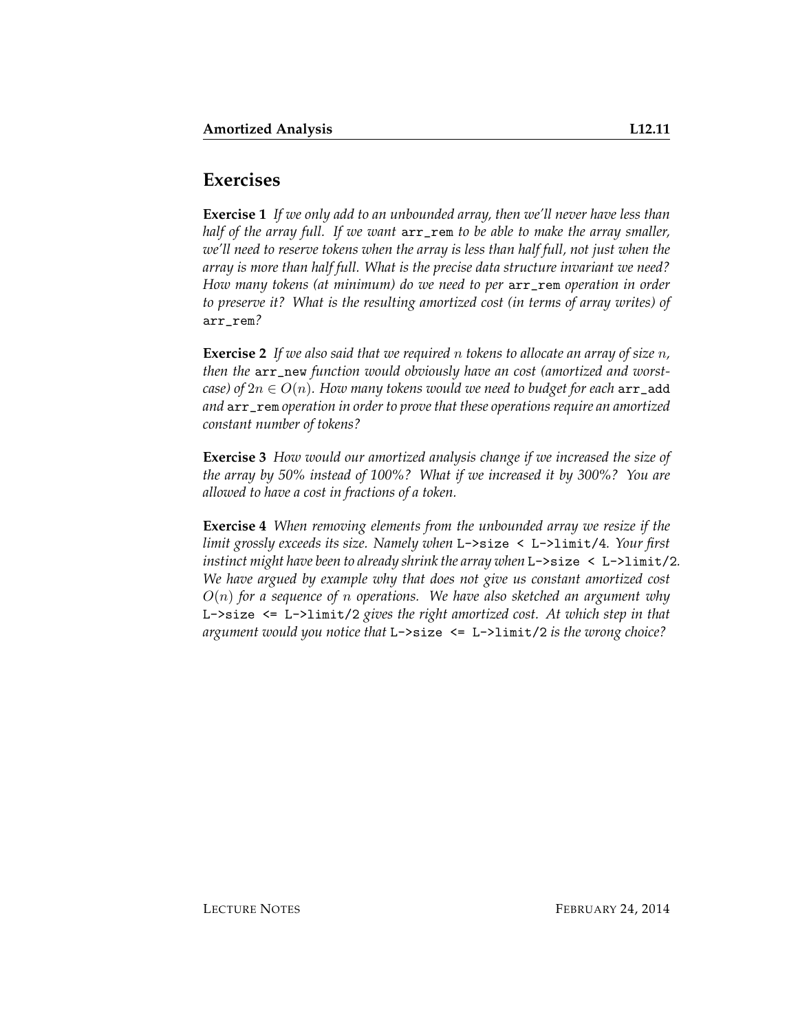## Exercises

**Exercise 1** *If we only add to an unbounded array, then we'll never have less than half of the array full. If we want* `arr_rem` *to be able to make the array smaller, we'll need to reserve tokens when the array is less than half full, not just when the array is more than half full. What is the precise data structure invariant we need? How many tokens (at minimum) do we need to per* `arr_rem` *operation in order to preserve it? What is the resulting amortized cost (in terms of array writes) of* `arr_rem`*?*

**Exercise 2** *If we also said that we required $n$ tokens to allocate an array of size $n$, then the* `arr_new` *function would obviously have an cost (amortized and worst-case) of $2n \in O(n)$. How many tokens would we need to budget for each* `arr_add` *and* `arr_rem` *operation in order to prove that these operations require an amortized constant number of tokens?*

**Exercise 3** *How would our amortized analysis change if we increased the size of the array by 50% instead of 100%? What if we increased it by 300%? You are allowed to have a cost in fractions of a token.*

**Exercise 4** *When removing elements from the unbounded array we resize if the limit grossly exceeds its size. Namely when* `L->size < L->limit/4`*. Your first instinct might have been to already shrink the array when* `L->size < L->limit/2`*. We have argued by example why that does not give us constant amortized cost $O(n)$ for a sequence of $n$ operations. We have also sketched an argument why* `L->size <= L->limit/2` *gives the right amortized cost. At which step in that argument would you notice that* `L->size <= L->limit/2` *is the wrong choice?*